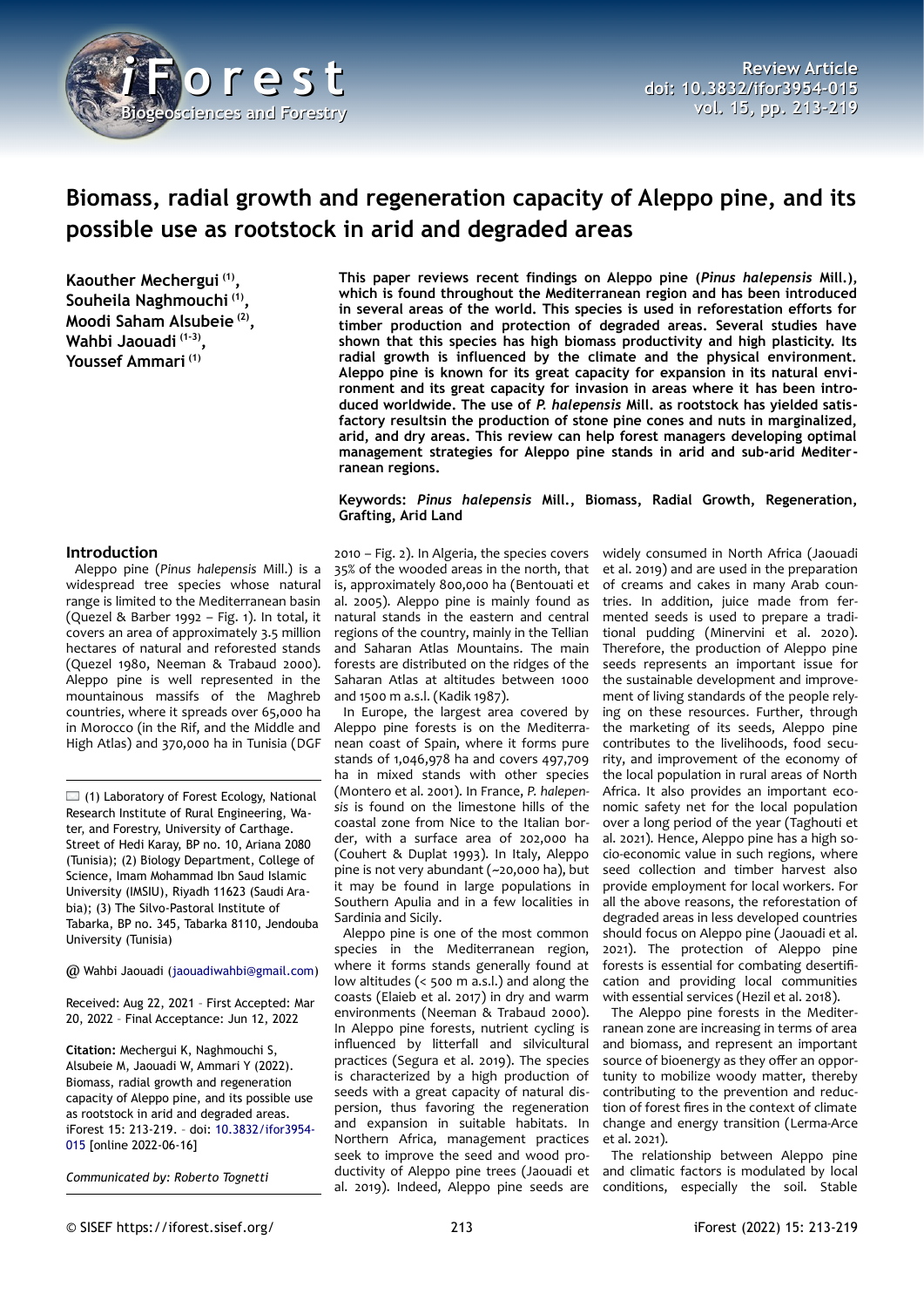# Biomass, radial growth and regeneration capacity of Aleppo pine, and its possible use as rootstock in arid and degraded areas

**Kaouther Mechergui [(1)], Souheila Naghmouchi [(1)], Moodi Saham Alsubeie [(2)], Wahbi Jaouadi [(1-3)], Youssef Ammari [(1)]**

**This paper reviews recent findings on Aleppo pine (*Pinus halepensis* Mill.), which is found throughout the Mediterranean region and has been introduced in several areas of the world. This species is used in reforestation efforts for timber production and protection of degraded areas. Several studies have shown that this species has high biomass productivity and high plasticity. Its radial growth is influenced by the climate and the physical environment. Aleppo pine is known for its great capacity for expansion in its natural environment and its great capacity for invasion in areas where it has been introduced worldwide. The use of *P. halepensis* Mill. as rootstock has yielded satisfactory resultsin the production of stone pine cones and nuts in marginalized, arid, and dry areas. This review can help forest managers developing optimal management strategies for Aleppo pine stands in arid and sub-arid Mediterranean regions.**

**Keywords: *Pinus halepensis* Mill., Biomass, Radial Growth, Regeneration, Grafting, Arid Land**

(1) Laboratory of Forest Ecology, National Research Institute of Rural Engineering, Water, and Forestry, University of Carthage. Street of Hedi Karay, BP no. 10, Ariana 2080 (Tunisia); (2) Biology Department, College of Science, Imam Mohammad Ibn Saud Islamic University (IMSIU), Riyadh 11623 (Saudi Arabia); (3) The Silvo-Pastoral Institute of Tabarka, BP no. 345, Tabarka 8110, Jendouba University (Tunisia)

@ Wahbi Jaouadi (jaouadiwahbi@gmail.com)

Received: Aug 22, 2021 - First Accepted: Mar 20, 2022 - Final Acceptance: Jun 12, 2022

**Citation:** Mechergui K, Naghmouchi S, Alsubeie M, Jaouadi W, Ammari Y (2022). Biomass, radial growth and regeneration capacity of Aleppo pine, and its possible use as rootstock in arid and degraded areas. iForest 15: 213-219. - doi: 10.3832/ifor3954-015 [online 2022-06-16]

*Communicated by: Roberto Tognetti*

## Introduction

Aleppo pine (*Pinus halepensis* Mill.) is a widespread tree species whose natural range is limited to the Mediterranean basin (Quezel & Barber 1992 – Fig. 1). In total, it covers an area of approximately 3.5 million hectares of natural and reforested stands (Quezel 1980, Neeman & Trabaud 2000). Aleppo pine is well represented in the mountainous massifs of the Maghreb countries, where it spreads over 65,000 ha in Morocco (in the Rif, and the Middle and High Atlas) and 370,000 ha in Tunisia (DGF 2010 – Fig. 2). In Algeria, the species covers 35% of the wooded areas in the north, that is, approximately 800,000 ha (Bentouati et al. 2005). Aleppo pine is mainly found as natural stands in the eastern and central regions of the country, mainly in the Tellian and Saharan Atlas Mountains. The main forests are distributed on the ridges of the Saharan Atlas at altitudes between 1000 and 1500 m a.s.l. (Kadik 1987).

In Europe, the largest area covered by Aleppo pine forests is on the Mediterranean coast of Spain, where it forms pure stands of 1,046,978 ha and covers 497,709 ha in mixed stands with other species (Montero et al. 2001). In France, *P. halepensis* is found on the limestone hills of the coastal zone from Nice to the Italian border, with a surface area of 202,000 ha (Couhert & Duplat 1993). In Italy, Aleppo pine is not very abundant (~20,000 ha), but it may be found in large populations in Southern Apulia and in a few localities in Sardinia and Sicily.

Aleppo pine is one of the most common species in the Mediterranean region, where it forms stands generally found at low altitudes (< 500 m a.s.l.) and along the coasts (Elaieb et al. 2017) in dry and warm environments (Neeman & Trabaud 2000). In Aleppo pine forests, nutrient cycling is influenced by litterfall and silvicultural practices (Segura et al. 2019). The species is characterized by a high production of seeds with a great capacity of natural dispersion, thus favoring the regeneration and expansion in suitable habitats. In Northern Africa, management practices seek to improve the seed and wood productivity of Aleppo pine trees (Jaouadi et al. 2019). Indeed, Aleppo pine seeds are widely consumed in North Africa (Jaouadi et al. 2019) and are used in the preparation of creams and cakes in many Arab countries. In addition, juice made from fermented seeds is used to prepare a traditional pudding (Minervini et al. 2020). Therefore, the production of Aleppo pine seeds represents an important issue for the sustainable development and improvement of living standards of the people relying on these resources. Further, through the marketing of its seeds, Aleppo pine contributes to the livelihoods, food security, and improvement of the economy of the local population in rural areas of North Africa. It also provides an important economic safety net for the local population over a long period of the year (Taghouti et al. 2021). Hence, Aleppo pine has a high socio-economic value in such regions, where seed collection and timber harvest also provide employment for local workers. For all the above reasons, the reforestation of degraded areas in less developed countries should focus on Aleppo pine (Jaouadi et al. 2021). The protection of Aleppo pine forests is essential for combating desertification and providing local communities with essential services (Hezil et al. 2018).

The Aleppo pine forests in the Mediterranean zone are increasing in terms of area and biomass, and represent an important source of bioenergy as they offer an opportunity to mobilize woody matter, thereby contributing to the prevention and reduction of forest fires in the context of climate change and energy transition (Lerma-Arce et al. 2021).

The relationship between Aleppo pine and climatic factors is modulated by local conditions, especially the soil. Stable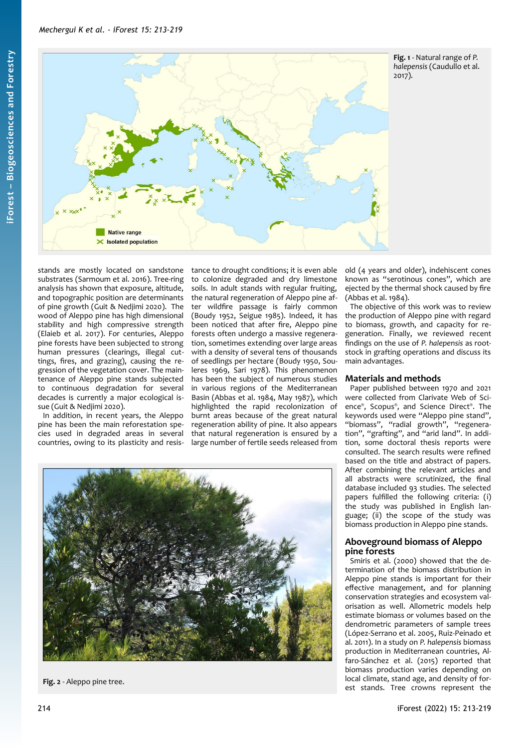Fig. 1 - Natural range of *P. halepensis* (Caudullo et al. 2017).

stands are mostly located on sandstone substrates (Sarmoum et al. 2016). Tree-ring analysis has shown that exposure, altitude, and topographic position are determinants of pine growth (Guit & Nedjimi 2020). The wood of Aleppo pine has high dimensional stability and high compressive strength (Elaieb et al. 2017). For centuries, Aleppo pine forests have been subjected to strong human pressures (clearings, illegal cuttings, fires, and grazing), causing the regression of the vegetation cover. The maintenance of Aleppo pine stands subjected to continuous degradation for several decades is currently a major ecological issue (Guit & Nedjimi 2020).

In addition, in recent years, the Aleppo pine has been the main reforestation species used in degraded areas in several countries, owing to its plasticity and resistance to drought conditions; it is even able to colonize degraded and dry limestone soils. In adult stands with regular fruiting, the natural regeneration of Aleppo pine after wildfire passage is fairly common (Boudy 1952, Seigue 1985). Indeed, it has been noticed that after fire, Aleppo pine forests often undergo a massive regeneration, sometimes extending over large areas with a density of several tens of thousands of seedlings per hectare (Boudy 1950, Souleres 1969, Sari 1978). This phenomenon has been the subject of numerous studies in various regions of the Mediterranean Basin (Abbas et al. 1984, May 1987), which highlighted the rapid recolonization of burnt areas because of the great natural regeneration ability of pine. It also appears that natural regeneration is ensured by a large number of fertile seeds released from old (4 years and older), indehiscent cones known as "serotinous cones", which are ejected by the thermal shock caused by fire (Abbas et al. 1984).

The objective of this work was to review the production of Aleppo pine with regard to biomass, growth, and capacity for regeneration. Finally, we reviewed recent findings on the use of *P. halepensis* as rootstock in grafting operations and discuss its main advantages.

## Materials and methods

Paper published between 1970 and 2021 were collected from Clarivate Web of Science®, Scopus®, and Science Direct®. The keywords used were "Aleppo pine stand", "biomass", "radial growth", "regeneration", "grafting", and "arid land". In addition, some doctoral thesis reports were consulted. The search results were refined based on the title and abstract of papers. After combining the relevant articles and all abstracts were scrutinized, the final database included 93 studies. The selected papers fulfilled the following criteria: (i) the study was published in English language; (ii) the scope of the study was biomass production in Aleppo pine stands.

## Aboveground biomass of Aleppo pine forests

Smiris et al. (2000) showed that the determination of the biomass distribution in Aleppo pine stands is important for their effective management, and for planning conservation strategies and ecosystem valorisation as well. Allometric models help estimate biomass or volumes based on the dendrometric parameters of sample trees (López-Serrano et al. 2005, Ruiz-Peinado et al. 2011). In a study on *P. halepensis* biomass production in Mediterranean countries, Alfaro-Sánchez et al. (2015) reported that biomass production varies depending on local climate, stand age, and density of forest stands. Tree crowns represent the

Fig. 2 - Aleppo pine tree.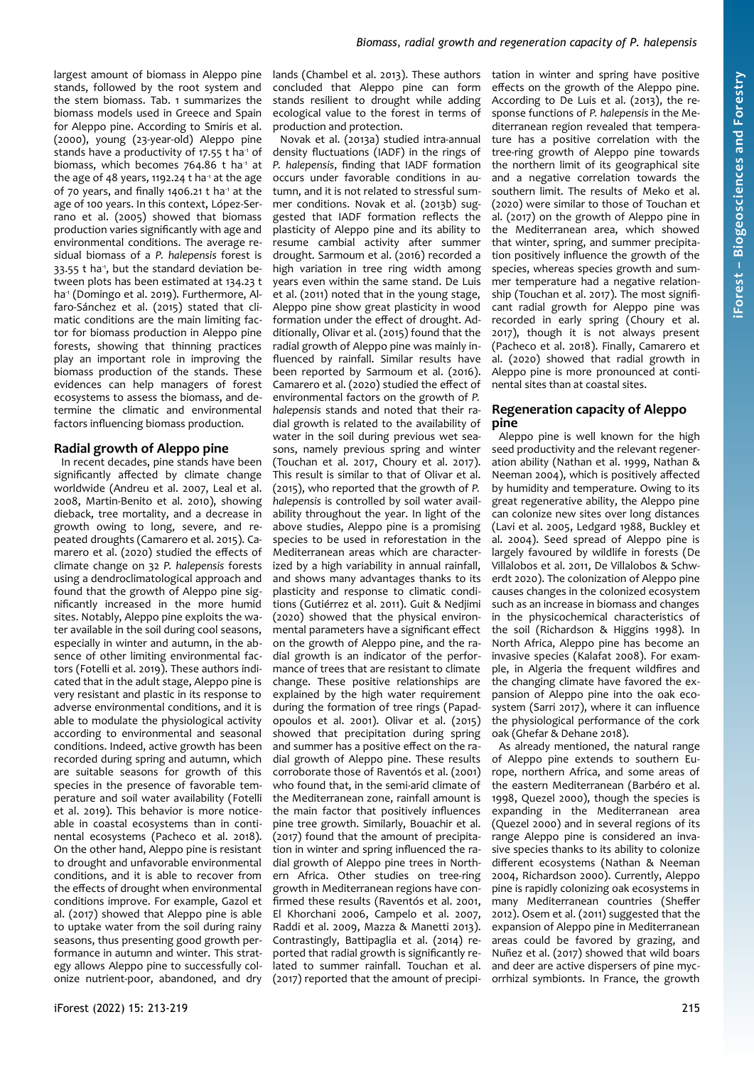largest amount of biomass in Aleppo pine stands, followed by the root system and the stem biomass. Tab. 1 summarizes the biomass models used in Greece and Spain for Aleppo pine. According to Smiris et al. (2000), young (23-year-old) Aleppo pine stands have a productivity of 17.55 t ha$^{-1}$ of biomass, which becomes 764.86 t ha$^{-1}$ at the age of 48 years, 1192.24 t ha$^{-1}$ at the age of 70 years, and finally 1406.21 t ha$^{-1}$ at the age of 100 years. In this context, López-Serrano et al. (2005) showed that biomass production varies significantly with age and environmental conditions. The average residual biomass of a *P. halepensis* forest is 33.55 t ha$^{-1}$, but the standard deviation between plots has been estimated at 134.23 t ha$^{-1}$ (Domingo et al. 2019). Furthermore, Alfaro-Sánchez et al. (2015) stated that climatic conditions are the main limiting factor for biomass production in Aleppo pine forests, showing that thinning practices play an important role in improving the biomass production of the stands. These evidences can help managers of forest ecosystems to assess the biomass, and determine the climatic and environmental factors influencing biomass production.

## Radial growth of Aleppo pine

In recent decades, pine stands have been significantly affected by climate change worldwide (Andreu et al. 2007, Leal et al. 2008, Martin-Benito et al. 2010), showing dieback, tree mortality, and a decrease in growth owing to long, severe, and repeated droughts (Camarero et al. 2015). Camarero et al. (2020) studied the effects of climate change on 32 *P. halepensis* forests using a dendroclimatological approach and found that the growth of Aleppo pine significantly increased in the more humid sites. Notably, Aleppo pine exploits the water available in the soil during cool seasons, especially in winter and autumn, in the absence of other limiting environmental factors (Fotelli et al. 2019). These authors indicated that in the adult stage, Aleppo pine is very resistant and plastic in its response to adverse environmental conditions, and it is able to modulate the physiological activity according to environmental and seasonal conditions. Indeed, active growth has been recorded during spring and autumn, which are suitable seasons for growth of this species in the presence of favorable temperature and soil water availability (Fotelli et al. 2019). This behavior is more noticeable in coastal ecosystems than in continental ecosystems (Pacheco et al. 2018). On the other hand, Aleppo pine is resistant to drought and unfavorable environmental conditions, and it is able to recover from the effects of drought when environmental conditions improve. For example, Gazol et al. (2017) showed that Aleppo pine is able to uptake water from the soil during rainy seasons, thus presenting good growth performance in autumn and winter. This strategy allows Aleppo pine to successfully colonize nutrient-poor, abandoned, and dry lands (Chambel et al. 2013). These authors concluded that Aleppo pine can form stands resilient to drought while adding ecological value to the forest in terms of production and protection.

Novak et al. (2013a) studied intra-annual density fluctuations (IADF) in the rings of *P. halepensis*, finding that IADF formation occurs under favorable conditions in autumn, and it is not related to stressful summer conditions. Novak et al. (2013b) suggested that IADF formation reflects the plasticity of Aleppo pine and its ability to resume cambial activity after summer drought. Sarmoum et al. (2016) recorded a high variation in tree ring width among years even within the same stand. De Luis et al. (2011) noted that in the young stage, Aleppo pine show great plasticity in wood formation under the effect of drought. Additionally, Olivar et al. (2015) found that the radial growth of Aleppo pine was mainly influenced by rainfall. Similar results have been reported by Sarmoum et al. (2016). Camarero et al. (2020) studied the effect of environmental factors on the growth of *P. halepensis* stands and noted that their radial growth is related to the availability of water in the soil during previous wet seasons, namely previous spring and winter (Touchan et al. 2017, Choury et al. 2017). This result is similar to that of Olivar et al. (2015), who reported that the growth of *P. halepensis* is controlled by soil water availability throughout the year. In light of the above studies, Aleppo pine is a promising species to be used in reforestation in the Mediterranean areas which are characterized by a high variability in annual rainfall, and shows many advantages thanks to its plasticity and response to climatic conditions (Gutiérrez et al. 2011). Guit & Nedjimi (2020) showed that the physical environmental parameters have a significant effect on the growth of Aleppo pine, and the radial growth is an indicator of the performance of trees that are resistant to climate change. These positive relationships are explained by the high water requirement during the formation of tree rings (Papadopoulos et al. 2001). Olivar et al. (2015) showed that precipitation during spring and summer has a positive effect on the radial growth of Aleppo pine. These results corroborate those of Raventós et al. (2001) who found that, in the semi-arid climate of the Mediterranean zone, rainfall amount is the main factor that positively influences pine tree growth. Similarly, Bouachir et al. (2017) found that the amount of precipitation in winter and spring influenced the radial growth of Aleppo pine trees in Northern Africa. Other studies on tree-ring growth in Mediterranean regions have confirmed these results (Raventós et al. 2001, El Khorchani 2006, Campelo et al. 2007, Raddi et al. 2009, Mazza & Manetti 2013). Contrastingly, Battipaglia et al. (2014) reported that radial growth is significantly related to summer rainfall. Touchan et al. (2017) reported that the amount of precipitation in winter and spring have positive effects on the growth of the Aleppo pine. According to De Luis et al. (2013), the response functions of *P. halepensis* in the Mediterranean region revealed that temperature has a positive correlation with the tree-ring growth of Aleppo pine towards the northern limit of its geographical site and a negative correlation towards the southern limit. The results of Meko et al. (2020) were similar to those of Touchan et al. (2017) on the growth of Aleppo pine in the Mediterranean area, which showed that winter, spring, and summer precipitation positively influence the growth of the species, whereas species growth and summer temperature had a negative relationship (Touchan et al. 2017). The most significant radial growth for Aleppo pine was recorded in early spring (Choury et al. 2017), though it is not always present (Pacheco et al. 2018). Finally, Camarero et al. (2020) showed that radial growth in Aleppo pine is more pronounced at continental sites than at coastal sites.

## Regeneration capacity of Aleppo pine

Aleppo pine is well known for the high seed productivity and the relevant regeneration ability (Nathan et al. 1999, Nathan & Neeman 2004), which is positively affected by humidity and temperature. Owing to its great regenerative ability, the Aleppo pine can colonize new sites over long distances (Lavi et al. 2005, Ledgard 1988, Buckley et al. 2004). Seed spread of Aleppo pine is largely favoured by wildlife in forests (De Villalobos et al. 2011, De Villalobos & Schwerdt 2020). The colonization of Aleppo pine causes changes in the colonized ecosystem such as an increase in biomass and changes in the physicochemical characteristics of the soil (Richardson & Higgins 1998). In North Africa, Aleppo pine has become an invasive species (Kalafat 2008). For example, in Algeria the frequent wildfires and the changing climate have favored the expansion of Aleppo pine into the oak ecosystem (Sarri 2017), where it can influence the physiological performance of the cork oak (Ghefar & Dehane 2018).

As already mentioned, the natural range of Aleppo pine extends to southern Europe, northern Africa, and some areas of the eastern Mediterranean (Barbéro et al. 1998, Quezel 2000), though the species is expanding in the Mediterranean area (Quezel 2000) and in several regions of its range Aleppo pine is considered an invasive species thanks to its ability to colonize different ecosystems (Nathan & Neeman 2004, Richardson 2000). Currently, Aleppo pine is rapidly colonizing oak ecosystems in many Mediterranean countries (Sheffer 2012). Osem et al. (2011) suggested that the expansion of Aleppo pine in Mediterranean areas could be favored by grazing, and Nuñez et al. (2017) showed that wild boars and deer are active dispersers of pine mycorrhizal symbionts. In France, the growth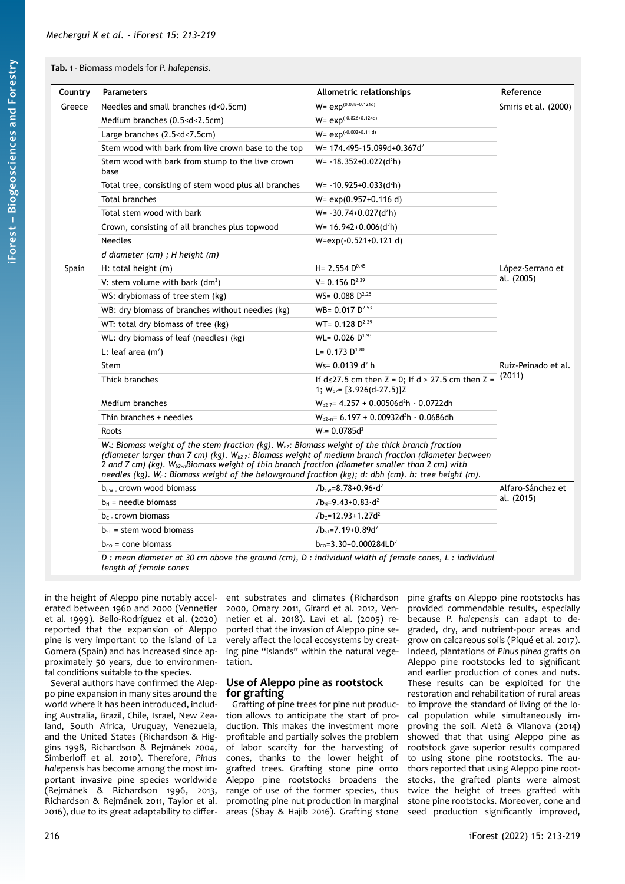**Tab. 1** - Biomass models for *P. halepensis*.

| Country | Parameters | Allometric relationships | Reference |
|---|---|---|---|
| Greece | Needles and small branches (d<0.5cm) | $W= \exp^{(0.038+0.121d)}$ | Smiris et al. (2000) |
| | Medium branches (0.5<d<2.5cm) | $W= \exp^{(-0.826+0.124d)}$ | |
| | Large branches (2.5<d<7.5cm) | $W= \exp^{(-0.002+0.11\ d)}$ | |
| | Stem wood with bark from live crown base to the top | $W= 174.495-15.099d+0.367d^2$ | |
| | Stem wood with bark from stump to the live crown base | $W= -18.352+0.022(d^2h)$ | |
| | Total tree, consisting of stem wood plus all branches | $W= -10.925+0.033(d^2h)$ | |
| | Total branches | $W= \exp(0.957+0.116\ d)$ | |
| | Total stem wood with bark | $W= -30.74+0.027(d^2h)$ | |
| | Crown, consisting of all branches plus topwood | $W= 16.942+0.006(d^2h)$ | |
| | Needles | $W=\exp(-0.521+0.121\ d)$ | |
| | *d diameter (cm) ; H height (m)* | | |
| Spain | H: total height (m) | $H= 2.554\ D^{0.45}$ | López-Serrano et al. (2005) |
| | V: stem volume with bark ($dm^3$) | $V= 0.156\ D^{2.29}$ | |
| | WS: drybiomass of tree stem (kg) | $WS= 0.088\ D^{2.25}$ | |
| | WB: dry biomass of branches without needles (kg) | $WB= 0.017\ D^{2.53}$ | |
| | WT: total dry biomass of tree (kg) | $WT= 0.128\ D^{2.29}$ | |
| | WL: dry biomass of leaf (needles) (kg) | $WL= 0.026\ D^{1.93}$ | |
| | L: leaf area ($m^2$) | $L= 0.173\ D^{1.80}$ | |
| | Stem | $W_s= 0.0139\ d^2\ h$ | Ruiz-Peinado et al. (2011) |
| | Thick branches | If d≤27.5 cm then Z = 0; If d > 27.5 cm then Z = 1; $W_{b7}= [3.926(d-27.5)]Z$ | |
| | Medium branches | $W_{b2-7}= 4.257 + 0.00506d^2h - 0.0722dh$ | |
| | Thin branches + needles | $W_{b2+n}= 6.197 + 0.00932d^2h - 0.0686dh$ | |
| | Roots | $W_r= 0.0785d^2$ | |
| | *$W_s$: Biomass weight of the stem fraction (kg). $W_{b7}$: Biomass weight of the thick branch fraction (diameter larger than 7 cm) (kg). $W_{b2-7}$: Biomass weight of medium branch fraction (diameter between 2 and 7 cm) (kg). $W_{b2+n}$Biomass weight of thin branch fraction (diameter smaller than 2 cm) with needles (kg). $W_r$ : Biomass weight of the belowground fraction (kg); d: dbh (cm). h: tree height (m).* | | |
| | $b_{CW}$ = crown wood biomass | $\sqrt{b_{CW}}=8.78+0.96\cdot d^2$ | Alfaro-Sánchez et al. (2015) |
| | $b_N$ = needle biomass | $\sqrt{b_N}=9.43+0.83\cdot d^2$ | |
| | $b_C$ = crown biomass | $\sqrt{b_C}=12.93+1.27d^2$ | |
| | $b_{ST}$ = stem wood biomass | $\sqrt{b_{ST}}=7.19+0.89d^2$ | |
| | $b_{CO}$ = cone biomass | $b_{CO}=3.30+0.000284LD^2$ | |
| | *D : mean diameter at 30 cm above the ground (cm), D : individual width of female cones, L : individual length of female cones* | | |

in the height of Aleppo pine notably accelerated between 1960 and 2000 (Vennetier et al. 1999). Bello-Rodríguez et al. (2020) reported that the expansion of Aleppo pine is very important to the island of La Gomera (Spain) and has increased since approximately 50 years, due to environmental conditions suitable to the species.

Several authors have confirmed the Aleppo pine expansion in many sites around the world where it has been introduced, including Australia, Brazil, Chile, Israel, New Zealand, South Africa, Uruguay, Venezuela, and the United States (Richardson & Higgins 1998, Richardson & Rejmánek 2004, Simberloff et al. 2010). Therefore, *Pinus halepensis* has become among the most important invasive pine species worldwide (Rejmánek & Richardson 1996, 2013, Richardson & Rejmánek 2011, Taylor et al. 2016), due to its great adaptability to different substrates and climates (Richardson 2000, Omary 2011, Girard et al. 2012, Vennetier et al. 2018). Lavi et al. (2005) reported that the invasion of Aleppo pine severely affect the local ecosystems by creating pine "islands" within the natural vegetation.

## Use of Aleppo pine as rootstock for grafting

Grafting of pine trees for pine nut production allows to anticipate the start of production. This makes the investment more profitable and partially solves the problem of labor scarcity for the harvesting of cones, thanks to the lower height of grafted trees. Grafting stone pine onto Aleppo pine rootstocks broadens the range of use of the former species, thus promoting pine nut production in marginal areas (Sbay & Hajib 2016). Grafting stone pine grafts on Aleppo pine rootstocks has provided commendable results, especially because *P. halepensis* can adapt to degraded, dry, and nutrient-poor areas and grow on calcareous soils (Piqué et al. 2017). Indeed, plantations of *Pinus pinea* grafts on Aleppo pine rootstocks led to significant and earlier production of cones and nuts. These results can be exploited for the restoration and rehabilitation of rural areas to improve the standard of living of the local population while simultaneously improving the soil. Aletà & Vilanova (2014) showed that that using Aleppo pine as rootstock gave superior results compared to using stone pine rootstocks. The authors reported that using Aleppo pine rootstocks, the grafted plants were almost twice the height of trees grafted with stone pine rootstocks. Moreover, cone and seed production significantly improved,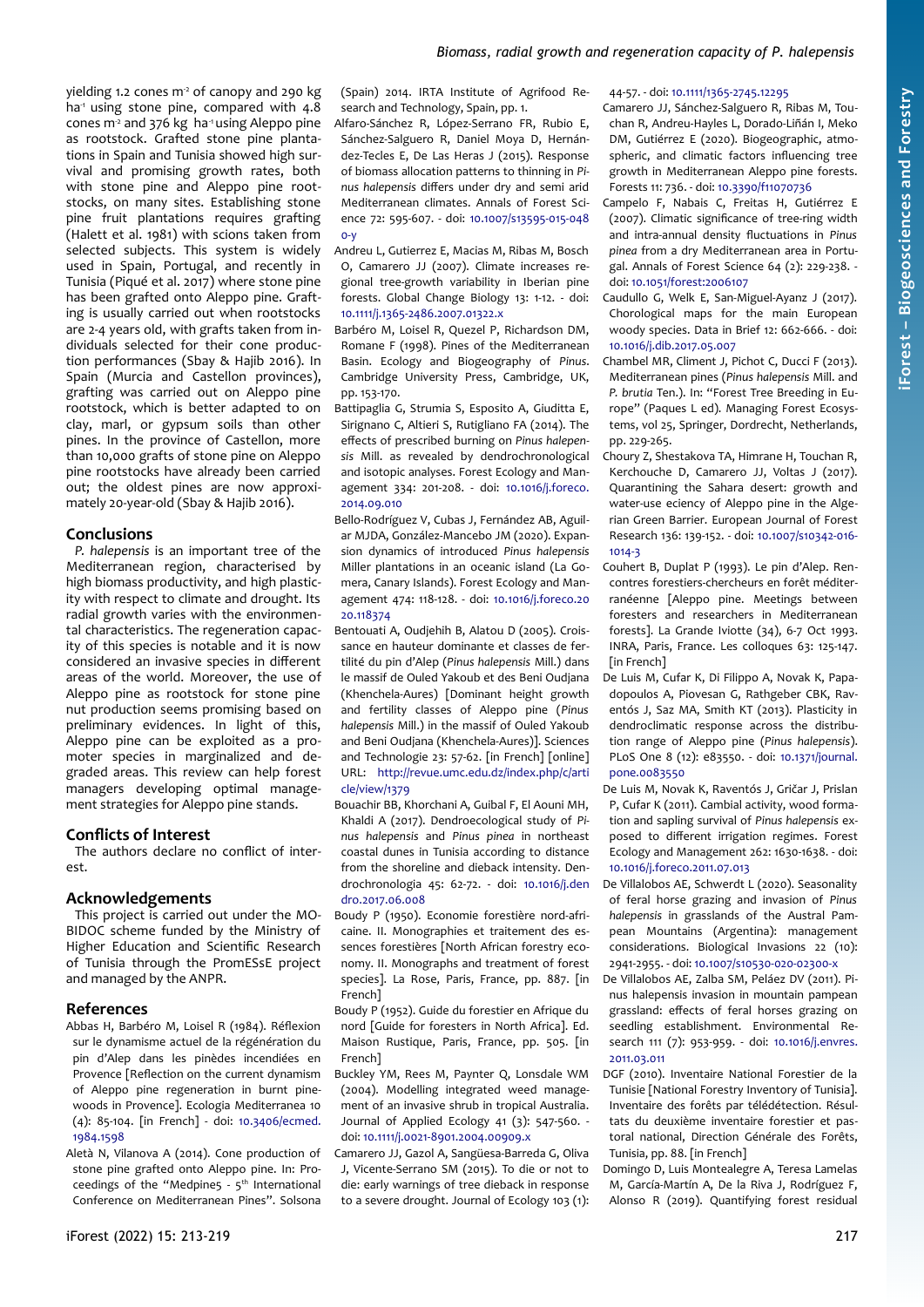yielding 1.2 cones $m^{-2}$ of canopy and 290 kg $ha^{-1}$ using stone pine, compared with 4.8 cones $m^{-2}$ and 376 kg $ha^{-1}$ using Aleppo pine as rootstock. Grafted stone pine plantations in Spain and Tunisia showed high survival and promising growth rates, both with stone pine and Aleppo pine rootstocks, on many sites. Establishing stone pine fruit plantations requires grafting (Halett et al. 1981) with scions taken from selected subjects. This system is widely used in Spain, Portugal, and recently in Tunisia (Piqué et al. 2017) where stone pine has been grafted onto Aleppo pine. Grafting is usually carried out when rootstocks are 2-4 years old, with grafts taken from individuals selected for their cone production performances (Sbay & Hajib 2016). In Spain (Murcia and Castellon provinces), grafting was carried out on Aleppo pine rootstock, which is better adapted to on clay, marl, or gypsum soils than other pines. In the province of Castellon, more than 10,000 grafts of stone pine on Aleppo pine rootstocks have already been carried out; the oldest pines are now approximately 20-year-old (Sbay & Hajib 2016).

## Conclusions

*P. halepensis* is an important tree of the Mediterranean region, characterised by high biomass productivity, and high plasticity with respect to climate and drought. Its radial growth varies with the environmental characteristics. The regeneration capacity of this species is notable and it is now considered an invasive species in different areas of the world. Moreover, the use of Aleppo pine as rootstock for stone pine nut production seems promising based on preliminary evidences. In light of this, Aleppo pine can be exploited as a promoter species in marginalized and degraded areas. This review can help forest managers developing optimal management strategies for Aleppo pine stands.

## Conflicts of Interest

The authors declare no conflict of interest.

## Acknowledgements

This project is carried out under the MOBIDOC scheme funded by the Ministry of Higher Education and Scientific Research of Tunisia through the PromESsE project and managed by the ANPR.

## References

Abbas H, Barbéro M, Loisel R (1984). Réflexion sur le dynamisme actuel de la régénération du pin d'Alep dans les pinèdes incendiées en Provence [Reflection on the current dynamism of Aleppo pine regeneration in burnt pinewoods in Provence]. Ecologia Mediterranea 10 (4): 85-104. [in French] - doi: 10.3406/ecmed.1984.1598

Aletà N, Vilanova A (2014). Cone production of stone pine grafted onto Aleppo pine. In: Proceedings of the "Medpine5 - 5[th] International Conference on Mediterranean Pines". Solsona (Spain) 2014. IRTA Institute of Agrifood Research and Technology, Spain, pp. 1.

Alfaro-Sánchez R, López-Serrano FR, Rubio E, Sánchez-Salguero R, Daniel Moya D, Hernández-Tecles E, De Las Heras J (2015). Response of biomass allocation patterns to thinning in *Pinus halepensis* differs under dry and semi arid Mediterranean climates. Annals of Forest Science 72: 595-607. - doi: 10.1007/s13595-015-0480-y

Andreu L, Gutierrez E, Macias M, Ribas M, Bosch O, Camarero JJ (2007). Climate increases regional tree-growth variability in Iberian pine forests. Global Change Biology 13: 1-12. - doi: 10.1111/j.1365-2486.2007.01322.x

Barbéro M, Loisel R, Quezel P, Richardson DM, Romane F (1998). Pines of the Mediterranean Basin. Ecology and Biogeography of *Pinus*. Cambridge University Press, Cambridge, UK, pp. 153-170.

Battipaglia G, Strumia S, Esposito A, Giuditta E, Sirignano C, Altieri S, Rutigliano FA (2014). The effects of prescribed burning on *Pinus halepensis* Mill. as revealed by dendrochronological and isotopic analyses. Forest Ecology and Management 334: 201-208. - doi: 10.1016/j.foreco.2014.09.010

Bello-Rodríguez V, Cubas J, Fernández AB, Aguilar MJDA, González-Mancebo JM (2020). Expansion dynamics of introduced *Pinus halepensis* Miller plantations in an oceanic island (La Gomera, Canary Islands). Forest Ecology and Management 474: 118-128. - doi: 10.1016/j.foreco.2020.118374

Bentouati A, Oudjehib B, Alatou D (2005). Croissance en hauteur dominante et classes de fertilité du pin d'Alep (*Pinus halepensis* Mill.) dans le massif de Ouled Yakoub et des Beni Oudjana (Khenchela-Aures) [Dominant height growth and fertility classes of Aleppo pine (*Pinus halepensis* Mill.) in the massif of Ouled Yakoub and Beni Oudjana (Khenchela-Aures)]. Sciences and Technologie 23: 57-62. [in French] [online] URL: http://revue.umc.edu.dz/index.php/c/article/view/1379

Bouachir BB, Khorchani A, Guibal F, El Aouni MH, Khaldi A (2017). Dendroecological study of *Pinus halepensis* and *Pinus pinea* in northeast coastal dunes in Tunisia according to distance from the shoreline and dieback intensity. Dendrochronologia 45: 62-72. - doi: 10.1016/j.dendro.2017.06.008

Boudy P (1950). Economie forestière nord-africaine. II. Monographies et traitement des essences forestières [North African forestry economy. II. Monographs and treatment of forest species]. La Rose, Paris, France, pp. 887. [in French]

Boudy P (1952). Guide du forestier en Afrique du nord [Guide for foresters in North Africa]. Ed. Maison Rustique, Paris, France, pp. 505. [in French]

Buckley YM, Rees M, Paynter Q, Lonsdale WM (2004). Modelling integrated weed management of an invasive shrub in tropical Australia. Journal of Applied Ecology 41 (3): 547-560. - doi: 10.1111/j.0021-8901.2004.00909.x

Camarero JJ, Gazol A, Sangüesa-Barreda G, Oliva J, Vicente-Serrano SM (2015). To die or not to die: early warnings of tree dieback in response to a severe drought. Journal of Ecology 103 (1): 44-57. - doi: 10.1111/1365-2745.12295

Camarero JJ, Sánchez-Salguero R, Ribas M, Touchan R, Andreu-Hayles L, Dorado-Liñán I, Meko DM, Gutiérrez E (2020). Biogeographic, atmospheric, and climatic factors influencing tree growth in Mediterranean Aleppo pine forests. Forests 11: 736. - doi: 10.3390/f11070736

Campelo F, Nabais C, Freitas H, Gutiérrez E (2007). Climatic significance of tree-ring width and intra-annual density fluctuations in *Pinus pinea* from a dry Mediterranean area in Portugal. Annals of Forest Science 64 (2): 229-238. - doi: 10.1051/forest:2006107

Caudullo G, Welk E, San-Miguel-Ayanz J (2017). Chorological maps for the main European woody species. Data in Brief 12: 662-666. - doi: 10.1016/j.dib.2017.05.007

Chambel MR, Climent J, Pichot C, Ducci F (2013). Mediterranean pines (*Pinus halepensis* Mill. and *P. brutia* Ten.). In: "Forest Tree Breeding in Europe" (Paques L ed). Managing Forest Ecosystems, vol 25, Springer, Dordrecht, Netherlands, pp. 229-265.

Choury Z, Shestakova TA, Himrane H, Touchan R, Kerchouche D, Camarero JJ, Voltas J (2017). Quarantining the Sahara desert: growth and water-use eciency of Aleppo pine in the Algerian Green Barrier. European Journal of Forest Research 136: 139-152. - doi: 10.1007/s10342-016-1014-3

Couhert B, Duplat P (1993). Le pin d'Alep. Rencontres forestiers-chercheurs en forêt méditerranéenne [Aleppo pine. Meetings between foresters and researchers in Mediterranean forests]. La Grande Iviotte (34), 6-7 Oct 1993. INRA, Paris, France. Les colloques 63: 125-147. [in French]

De Luis M, Cufar K, Di Filippo A, Novak K, Papadopoulos A, Piovesan G, Rathgeber CBK, Raventós J, Saz MA, Smith KT (2013). Plasticity in dendroclimatic response across the distribution range of Aleppo pine (*Pinus halepensis*). PLoS One 8 (12): e83550. - doi: 10.1371/journal.pone.0083550

De Luis M, Novak K, Raventós J, Gričar J, Prislan P, Cufar K (2011). Cambial activity, wood formation and sapling survival of *Pinus halepensis* exposed to different irrigation regimes. Forest Ecology and Management 262: 1630-1638. - doi: 10.1016/j.foreco.2011.07.013

De Villalobos AE, Schwerdt L (2020). Seasonality of feral horse grazing and invasion of *Pinus halepensis* in grasslands of the Austral Pampean Mountains (Argentina): management considerations. Biological Invasions 22 (10): 2941-2955. - doi: 10.1007/s10530-020-02300-x

De Villalobos AE, Zalba SM, Peláez DV (2011). Pinus halepensis invasion in mountain pampean grassland: effects of feral horses grazing on seedling establishment. Environmental Research 111 (7): 953-959. - doi: 10.1016/j.envres.2011.03.011

DGF (2010). Inventaire National Forestier de la Tunisie [National Forestry Inventory of Tunisia]. Inventaire des forêts par télédétection. Résultats du deuxième inventaire forestier et pastoral national, Direction Générale des Forêts, Tunisia, pp. 88. [in French]

Domingo D, Luis Montealegre A, Teresa Lamelas M, García-Martín A, De la Riva J, Rodríguez F, Alonso R (2019). Quantifying forest residual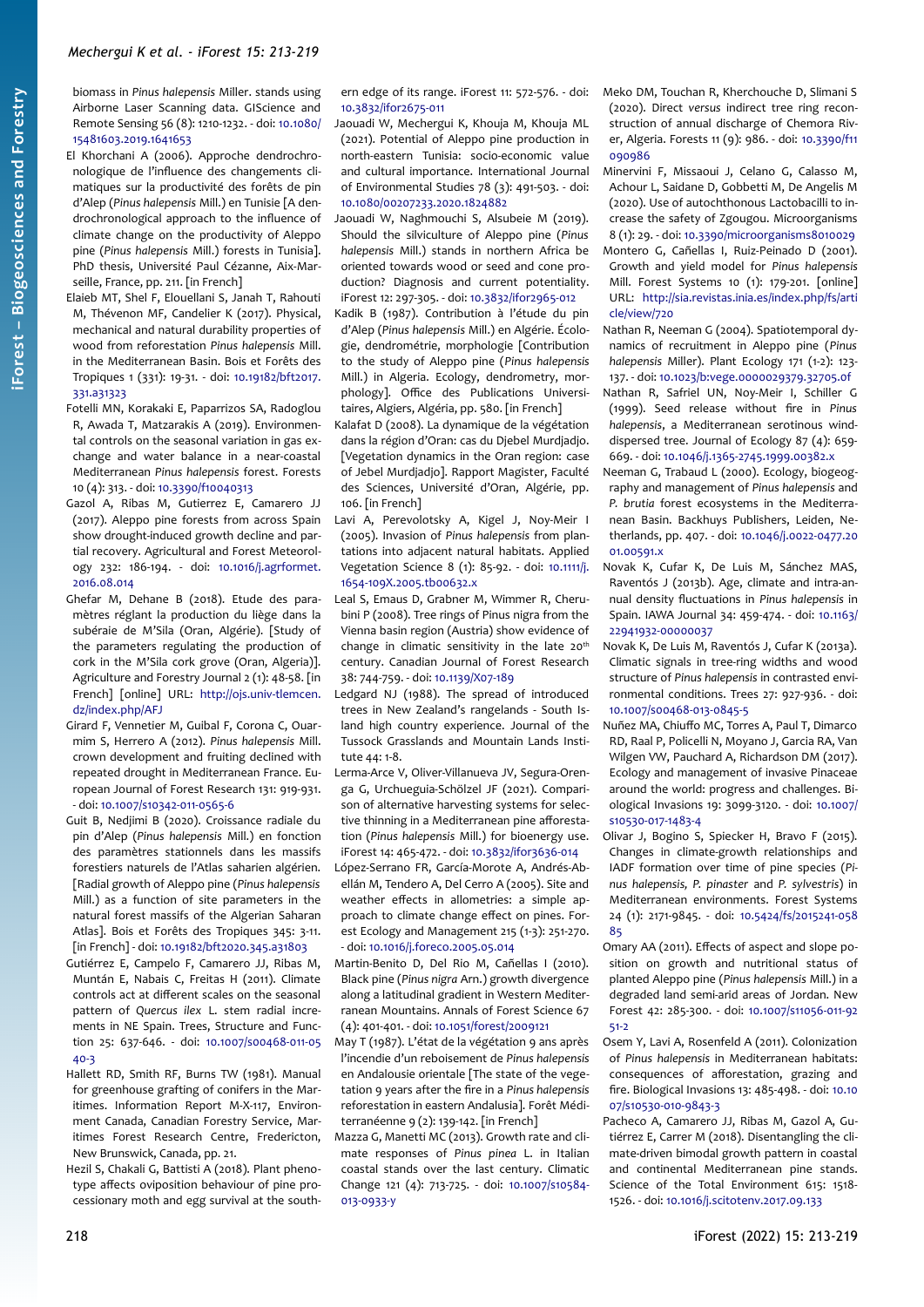biomass in *Pinus halepensis* Miller. stands using Airborne Laser Scanning data. GIScience and Remote Sensing 56 (8): 1210-1232. - doi: 10.1080/15481603.2019.1641653

El Khorchani A (2006). Approche dendrochronologique de l'influence des changements climatiques sur la productivité des forêts de pin d'Alep (*Pinus halepensis* Mill.) en Tunisie [A dendrochronological approach to the influence of climate change on the productivity of Aleppo pine (*Pinus halepensis* Mill.) forests in Tunisia]. PhD thesis, Université Paul Cézanne, Aix-Marseille, France, pp. 211. [in French]

Elaieb MT, Shel F, Elouellani S, Janah T, Rahouti M, Thévenon MF, Candelier K (2017). Physical, mechanical and natural durability properties of wood from reforestation *Pinus halepensis* Mill. in the Mediterranean Basin. Bois et Forêts des Tropiques 1 (331): 19-31. - doi: 10.19182/bft2017.331.a31323

Fotelli MN, Korakaki E, Paparrizos SA, Radoglou R, Awada T, Matzarakis A (2019). Environmental controls on the seasonal variation in gas exchange and water balance in a near-coastal Mediterranean *Pinus halepensis* forest. Forests 10 (4): 313. - doi: 10.3390/f10040313

Gazol A, Ribas M, Gutierrez E, Camarero JJ (2017). Aleppo pine forests from across Spain show drought-induced growth decline and partial recovery. Agricultural and Forest Meteorology 232: 186-194. - doi: 10.1016/j.agrformet.2016.08.014

Ghefar M, Dehane B (2018). Etude des paramètres réglant la production du liège dans la subéraie de M'Sila (Oran, Algérie). [Study of the parameters regulating the production of cork in the M'Sila cork grove (Oran, Algeria)]. Agriculture and Forestry Journal 2 (1): 48-58. [in French] [online] URL: http://ojs.univ-tlemcen.dz/index.php/AFJ

Girard F, Vennetier M, Guibal F, Corona C, Ouarmim S, Herrero A (2012). *Pinus halepensis* Mill. crown development and fruiting declined with repeated drought in Mediterranean France. European Journal of Forest Research 131: 919-931. - doi: 10.1007/s10342-011-0565-6

Guit B, Nedjimi B (2020). Croissance radiale du pin d'Alep (*Pinus halepensis* Mill.) en fonction des paramètres stationnels dans les massifs forestiers naturels de l'Atlas saharien algérien. [Radial growth of Aleppo pine (*Pinus halepensis* Mill.) as a function of site parameters in the natural forest massifs of the Algerian Saharan Atlas]. Bois et Forêts des Tropiques 345: 3-11. [in French] - doi: 10.19182/bft2020.345.a31803

Gutiérrez E, Campelo F, Camarero JJ, Ribas M, Muntán E, Nabais C, Freitas H (2011). Climate controls act at different scales on the seasonal pattern of *Quercus ilex* L. stem radial increments in NE Spain. Trees, Structure and Function 25: 637-646. - doi: 10.1007/s00468-011-0540-3

Hallett RD, Smith RF, Burns TW (1981). Manual for greenhouse grafting of conifers in the Maritimes. Information Report M-X-117, Environment Canada, Canadian Forestry Service, Maritimes Forest Research Centre, Fredericton, New Brunswick, Canada, pp. 21.

Hezil S, Chakali G, Battisti A (2018). Plant phenotype affects oviposition behaviour of pine processionary moth and egg survival at the southern edge of its range. iForest 11: 572-576. - doi: 10.3832/ifor2675-011

Jaouadi W, Mechergui K, Khouja M, Khouja ML (2021). Potential of Aleppo pine production in north-eastern Tunisia: socio-economic value and cultural importance. International Journal of Environmental Studies 78 (3): 491-503. - doi: 10.1080/00207233.2020.1824882

Jaouadi W, Naghmouchi S, Alsubeie M (2019). Should the silviculture of Aleppo pine (*Pinus halepensis* Mill.) stands in northern Africa be oriented towards wood or seed and cone production? Diagnosis and current potentiality. iForest 12: 297-305. - doi: 10.3832/ifor2965-012

Kadik B (1987). Contribution à l'étude du pin d'Alep (*Pinus halepensis* Mill.) en Algérie. Écologie, dendrométrie, morphologie [Contribution to the study of Aleppo pine (*Pinus halepensis* Mill.) in Algeria. Ecology, dendrometry, morphology]. Office des Publications Universitaires, Algiers, Algéria, pp. 580. [in French]

Kalafat D (2008). La dynamique de la végétation dans la région d'Oran: cas du Djebel Murdjadjo. [Vegetation dynamics in the Oran region: case of Jebel Murdjadjo]. Rapport Magister, Faculté des Sciences, Université d'Oran, Algérie, pp. 106. [in French]

Lavi A, Perevolotsky A, Kigel J, Noy-Meir I (2005). Invasion of *Pinus halepensis* from plantations into adjacent natural habitats. Applied Vegetation Science 8 (1): 85-92. - doi: 10.1111/j.1654-109X.2005.tb00632.x

Leal S, Emaus D, Grabner M, Wimmer R, Cherubini P (2008). Tree rings of Pinus nigra from the Vienna basin region (Austria) show evidence of change in climatic sensitivity in the late 20th century. Canadian Journal of Forest Research 38: 744-759. - doi: 10.1139/X07-189

Ledgard NJ (1988). The spread of introduced trees in New Zealand's rangelands - South Island high country experience. Journal of the Tussock Grasslands and Mountain Lands Institute 44: 1-8.

Lerma-Arce V, Oliver-Villanueva JV, Segura-Orenga G, Urchueguia-Schölzel JF (2021). Comparison of alternative harvesting systems for selective thinning in a Mediterranean pine afforestation (*Pinus halepensis* Mill.) for bioenergy use. iForest 14: 465-472. - doi: 10.3832/ifor3636-014

López-Serrano FR, García-Morote A, Andrés-Abellán M, Tendero A, Del Cerro A (2005). Site and weather effects in allometries: a simple approach to climate change effect on pines. Forest Ecology and Management 215 (1-3): 251-270. - doi: 10.1016/j.foreco.2005.05.014

Martin-Benito D, Del Rio M, Cañellas I (2010). Black pine (*Pinus nigra* Arn.) growth divergence along a latitudinal gradient in Western Mediterranean Mountains. Annals of Forest Science 67 (4): 401-401. - doi: 10.1051/forest/2009121

May T (1987). L'état de la végétation 9 ans après l'incendie d'un reboisement de *Pinus halepensis* en Andalousie orientale [The state of the vegetation 9 years after the fire in a *Pinus halepensis* reforestation in eastern Andalusia]. Forêt Méditerranéenne 9 (2): 139-142. [in French]

Mazza G, Manetti MC (2013). Growth rate and climate responses of *Pinus pinea* L. in Italian coastal stands over the last century. Climatic Change 121 (4): 713-725. - doi: 10.1007/s10584-013-0933-y

Meko DM, Touchan R, Kherchouche D, Slimani S (2020). Direct *versus* indirect tree ring reconstruction of annual discharge of Chemora River, Algeria. Forests 11 (9): 986. - doi: 10.3390/f11090986

Minervini F, Missaoui J, Celano G, Calasso M, Achour L, Saidane D, Gobbetti M, De Angelis M (2020). Use of autochthonous Lactobacilli to increase the safety of Zgougou. Microorganisms 8 (1): 29. - doi: 10.3390/microorganisms8010029

Montero G, Cañellas I, Ruiz-Peinado D (2001). Growth and yield model for *Pinus halepensis* Mill. Forest Systems 10 (1): 179-201. [online] URL: http://sia.revistas.inia.es/index.php/fs/article/view/720

Nathan R, Neeman G (2004). Spatiotemporal dynamics of recruitment in Aleppo pine (*Pinus halepensis* Miller). Plant Ecology 171 (1-2): 123-137. - doi: 10.1023/b:vege.0000029379.32705.0f

Nathan R, Safriel UN, Noy-Meir I, Schiller G (1999). Seed release without fire in *Pinus halepensis*, a Mediterranean serotinous wind-dispersed tree. Journal of Ecology 87 (4): 659-669. - doi: 10.1046/j.1365-2745.1999.00382.x

Neeman G, Trabaud L (2000). Ecology, biogeography and management of *Pinus halepensis* and *P. brutia* forest ecosystems in the Mediterranean Basin. Backhuys Publishers, Leiden, Netherlands, pp. 407. - doi: 10.1046/j.0022-0477.2001.00591.x

Novak K, Cufar K, De Luis M, Sánchez MAS, Raventós J (2013b). Age, climate and intra-annual density fluctuations in *Pinus halepensis* in Spain. IAWA Journal 34: 459-474. - doi: 10.1163/22941932-00000037

Novak K, De Luis M, Raventós J, Cufar K (2013a). Climatic signals in tree-ring widths and wood structure of *Pinus halepensis* in contrasted environmental conditions. Trees 27: 927-936. - doi: 10.1007/s00468-013-0845-5

Nuñez MA, Chiuffo MC, Torres A, Paul T, Dimarco RD, Raal P, Policelli N, Moyano J, Garcia RA, Van Wilgen VW, Pauchard A, Richardson DM (2017). Ecology and management of invasive Pinaceae around the world: progress and challenges. Biological Invasions 19: 3099-3120. - doi: 10.1007/s10530-017-1483-4

Olivar J, Bogino S, Spiecker H, Bravo F (2015). Changes in climate-growth relationships and IADF formation over time of pine species (*Pinus halepensis, P. pinaster* and *P. sylvestris*) in Mediterranean environments. Forest Systems 24 (1): 2171-9845. - doi: 10.5424/fs/2015241-05885

Omary AA (2011). Effects of aspect and slope position on growth and nutritional status of planted Aleppo pine (*Pinus halepensis* Mill.) in a degraded land semi-arid areas of Jordan. New Forest 42: 285-300. - doi: 10.1007/s11056-011-9251-2

Osem Y, Lavi A, Rosenfeld A (2011). Colonization of *Pinus halepensis* in Mediterranean habitats: consequences of afforestation, grazing and fire. Biological Invasions 13: 485-498. - doi: 10.1007/s10530-010-9843-3

Pacheco A, Camarero JJ, Ribas M, Gazol A, Gutiérrez E, Carrer M (2018). Disentangling the climate-driven bimodal growth pattern in coastal and continental Mediterranean pine stands. Science of the Total Environment 615: 1518-1526. - doi: 10.1016/j.scitotenv.2017.09.133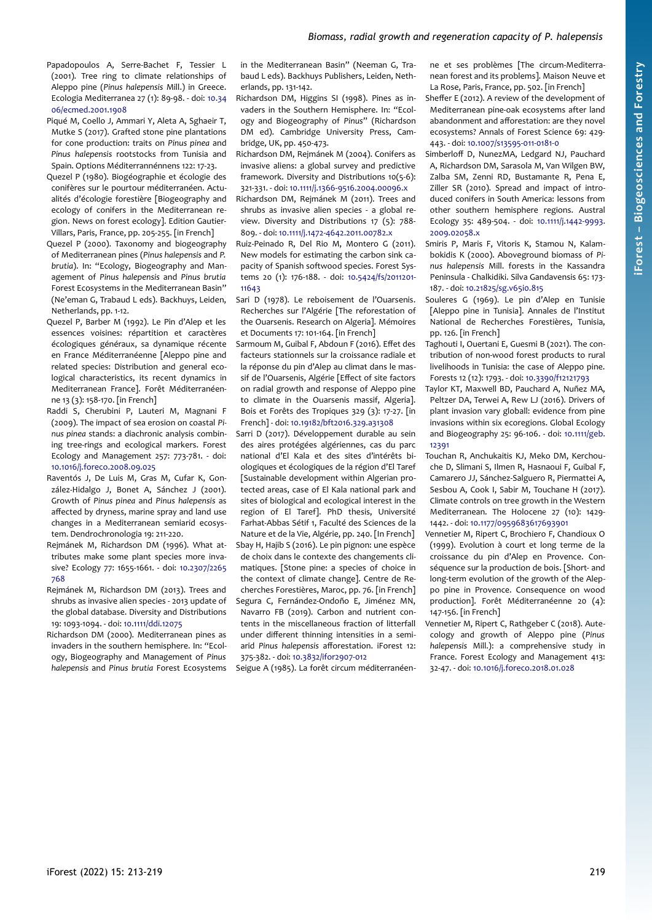Papadopoulos A, Serre-Bachet F, Tessier L (2001). Tree ring to climate relationships of Aleppo pine (*Pinus halepensis* Mill.) in Greece. Ecologia Mediterranea 27 (1): 89-98. - doi: 10.3406/ecmed.2001.1908

Piqué M, Coello J, Ammari Y, Aleta A, Sghaeir T, Mutke S (2017). Grafted stone pine plantations for cone production: traits on *Pinus pinea* and *Pinus halepensis* rootstocks from Tunisia and Spain. Options Méditerrannénnens 122: 17-23.

Quezel P (1980). Biogéographie et écologie des conifères sur le pourtour méditerranéen. Actualités d'écologie forestière [Biogeography and ecology of conifers in the Mediterranean region. News on forest ecology]. Edition Gautier-Villars, Paris, France, pp. 205-255. [in French]

Quezel P (2000). Taxonomy and biogeography of Mediterranean pines (*Pinus halepensis* and *P. brutia*). In: "Ecology, Biogeography and Management of *Pinus halepensis* and *Pinus brutia* Forest Ecosystems in the Mediterranean Basin" (Ne'eman G, Trabaud L eds). Backhuys, Leiden, Netherlands, pp. 1-12.

Quezel P, Barber M (1992). Le Pin d'Alep et les essences voisines: répartition et caractères écologiques généraux, sa dynamique récente en France Méditerranéenne [Aleppo pine and related species: Distribution and general ecological characteristics, its recent dynamics in Mediterranean France]. Forêt Méditerranéenne 13 (3): 158-170. [in French]

Raddi S, Cherubini P, Lauteri M, Magnani F (2009). The impact of sea erosion on coastal *Pinus pinea* stands: a diachronic analysis combining tree-rings and ecological markers. Forest Ecology and Management 257: 773-781. - doi: 10.1016/j.foreco.2008.09.025

Raventós J, De Luis M, Gras M, Cufar K, González-Hidalgo J, Bonet A, Sánchez J (2001). Growth of *Pinus pinea* and *Pinus halepensis* as affected by dryness, marine spray and land use changes in a Mediterranean semiarid ecosystem. Dendrochronologia 19: 211-220.

Rejmánek M, Richardson DM (1996). What attributes make some plant species more invasive? Ecology 77: 1655-1661. - doi: 10.2307/2265768

Rejmánek M, Richardson DM (2013). Trees and shrubs as invasive alien species - 2013 update of the global database. Diversity and Distributions 19: 1093-1094. - doi: 10.1111/ddi.12075

Richardson DM (2000). Mediterranean pines as invaders in the southern hemisphere. In: "Ecology, Biogeography and Management of *Pinus halepensis* and *Pinus brutia* Forest Ecosystems in the Mediterranean Basin" (Neeman G, Trabaud L eds). Backhuys Publishers, Leiden, Netherlands, pp. 131-142.

Richardson DM, Higgins SI (1998). Pines as invaders in the Southern Hemisphere. In: "Ecology and Biogeography of *Pinus*" (Richardson DM ed). Cambridge University Press, Cambridge, UK, pp. 450-473.

Richardson DM, Rejmánek M (2004). Conifers as invasive aliens: a global survey and predictive framework. Diversity and Distributions 10(5-6): 321-331. - doi: 10.1111/j.1366-9516.2004.00096.x

Richardson DM, Rejmánek M (2011). Trees and shrubs as invasive alien species - a global review. Diversity and Distributions 17 (5): 788-809. - doi: 10.1111/j.1472-4642.2011.00782.x

Ruiz-Peinado R, Del Rio M, Montero G (2011). New models for estimating the carbon sink capacity of Spanish softwood species. Forest Systems 20 (1): 176-188. - doi: 10.5424/fs/2011201-11643

Sari D (1978). Le reboisement de l'Ouarsenis. Recherches sur l'Algérie [The reforestation of the Ouarsenis. Research on Algeria]. Mémoires et Documents 17: 101-164. [in French]

Sarmoum M, Guibal F, Abdoun F (2016). Effet des facteurs stationnels sur la croissance radiale et la réponse du pin d'Alep au climat dans le massif de l'Ouarsenis, Algérie [Effect of site factors on radial growth and response of Aleppo pine to climate in the Ouarsenis massif, Algeria]. Bois et Forêts des Tropiques 329 (3): 17-27. [in French] - doi: 10.19182/bft2016.329.a31308

Sarri D (2017). Développement durable au sein des aires protégées algériennes, cas du parc national d'El Kala et des sites d'intérêts biologiques et écologiques de la région d'El Taref [Sustainable development within Algerian protected areas, case of El Kala national park and sites of biological and ecological interest in the region of El Taref]. PhD thesis, Université Farhat-Abbas Sétif 1, Faculté des Sciences de la Nature et de la Vie, Algérie, pp. 240. [In French]

Sbay H, Hajib S (2016). Le pin pignon: une espèce de choix dans le contexte des changements climatiques. [Stone pine: a species of choice in the context of climate change]. Centre de Recherches Forestières, Maroc, pp. 76. [in French]

Segura C, Fernández-Ondoño E, Jiménez MN, Navarro FB (2019). Carbon and nutrient contents in the miscellaneous fraction of litterfall under different thinning intensities in a semiarid *Pinus halepensis* afforestation. iForest 12: 375-382. - doi: 10.3832/ifor2907-012

Seigue A (1985). La forêt circum méditerranéenne et ses problèmes [The circum-Mediterranean forest and its problems]. Maison Neuve et La Rose, Paris, France, pp. 502. [in French]

Sheffer E (2012). A review of the development of Mediterranean pine-oak ecosystems after land abandonment and afforestation: are they novel ecosystems? Annals of Forest Science 69: 429-443. - doi: 10.1007/s13595-011-0181-0

Simberloff D, NunezMA, Ledgard NJ, Pauchard A, Richardson DM, Sarasola M, Van Wilgen BW, Zalba SM, Zenni RD, Bustamante R, Pena E, Ziller SR (2010). Spread and impact of introduced conifers in South America: lessons from other southern hemisphere regions. Austral Ecology 35: 489-504. - doi: 10.1111/j.1442-9993.2009.02058.x

Smiris P, Maris F, Vitoris K, Stamou N, Kalambokidis K (2000). Aboveground biomass of *Pinus halepensis* Mill. forests in the Kassandra Peninsula - Chalkidiki. Silva Gandavensis 65: 173-187. - doi: 10.21825/sg.v65i0.815

Souleres G (1969). Le pin d'Alep en Tunisie [Aleppo pine in Tunisia]. Annales de l'Institut National de Recherches Forestières, Tunisia, pp. 126. [in French]

Taghouti I, Ouertani E, Guesmi B (2021). The contribution of non-wood forest products to rural livelihoods in Tunisia: the case of Aleppo pine. Forests 12 (12): 1793. - doi: 10.3390/f12121793

Taylor KT, Maxwell BD, Pauchard A, Nuñez MA, Peltzer DA, Terwei A, Rew LJ (2016). Drivers of plant invasion vary globall: evidence from pine invasions within six ecoregions. Global Ecology and Biogeography 25: 96-106. - doi: 10.1111/geb.12391

Touchan R, Anchukaitis KJ, Meko DM, Kerchouche D, Slimani S, Ilmen R, Hasnaoui F, Guibal F, Camarero JJ, Sánchez-Salguero R, Piermattei A, Sesbou A, Cook I, Sabir M, Touchane H (2017). Climate controls on tree growth in the Western Mediterranean. The Holocene 27 (10): 1429-1442. - doi: 10.1177/0959683617693901

Vennetier M, Ripert C, Brochiero F, Chandioux O (1999). Evolution à court et long terme de la croissance du pin d'Alep en Provence. Conséquence sur la production de bois. [Short- and long-term evolution of the growth of the Aleppo pine in Provence. Consequence on wood production]. Forêt Méditerranéenne 20 (4): 147-156. [in French]

Vennetier M, Ripert C, Rathgeber C (2018). Autecology and growth of Aleppo pine (*Pinus halepensis* Mill.): a comprehensive study in France. Forest Ecology and Management 413: 32-47. - doi: 10.1016/j.foreco.2018.01.028